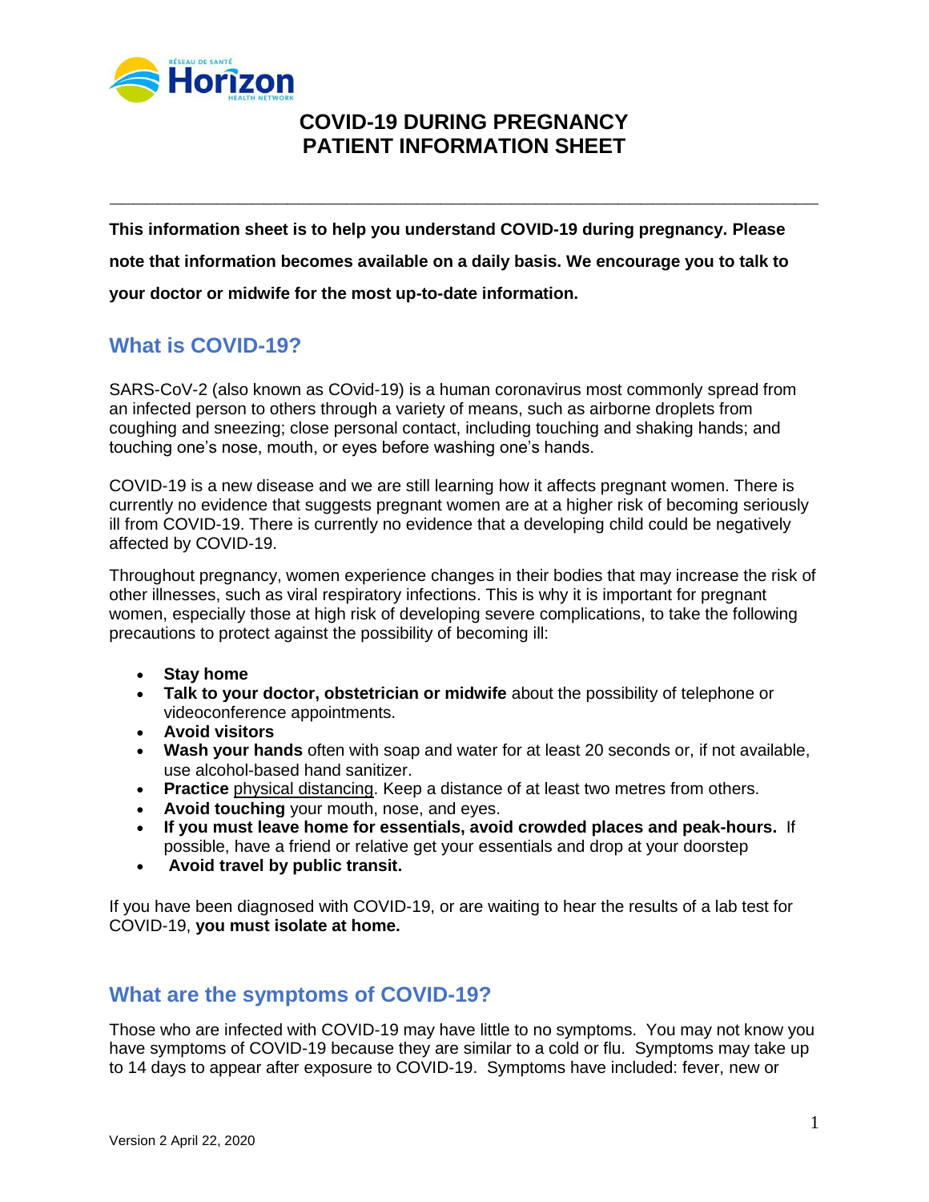# COVID-19 DURING PREGNANCY PATIENT INFORMATION SHEET

**This information sheet is to help you understand COVID-19 during pregnancy. Please note that information becomes available on a daily basis. We encourage you to talk to your doctor or midwife for the most up-to-date information.**

## What is COVID-19?

SARS-CoV-2 (also known as COvid-19) is a human coronavirus most commonly spread from an infected person to others through a variety of means, such as airborne droplets from coughing and sneezing; close personal contact, including touching and shaking hands; and touching one's nose, mouth, or eyes before washing one's hands.

COVID-19 is a new disease and we are still learning how it affects pregnant women. There is currently no evidence that suggests pregnant women are at a higher risk of becoming seriously ill from COVID-19. There is currently no evidence that a developing child could be negatively affected by COVID-19.

Throughout pregnancy, women experience changes in their bodies that may increase the risk of other illnesses, such as viral respiratory infections. This is why it is important for pregnant women, especially those at high risk of developing severe complications, to take the following precautions to protect against the possibility of becoming ill:

- **Stay home**
- **Talk to your doctor, obstetrician or midwife** about the possibility of telephone or videoconference appointments.
- **Avoid visitors**
- **Wash your hands** often with soap and water for at least 20 seconds or, if not available, use alcohol-based hand sanitizer.
- **Practice** physical distancing. Keep a distance of at least two metres from others.
- **Avoid touching** your mouth, nose, and eyes.
- **If you must leave home for essentials, avoid crowded places and peak-hours.** If possible, have a friend or relative get your essentials and drop at your doorstep
- **Avoid travel by public transit.**

If you have been diagnosed with COVID-19, or are waiting to hear the results of a lab test for COVID-19, **you must isolate at home.**

## What are the symptoms of COVID-19?

Those who are infected with COVID-19 may have little to no symptoms. You may not know you have symptoms of COVID-19 because they are similar to a cold or flu. Symptoms may take up to 14 days to appear after exposure to COVID-19. Symptoms have included: fever, new or

Version 2 April 22, 2020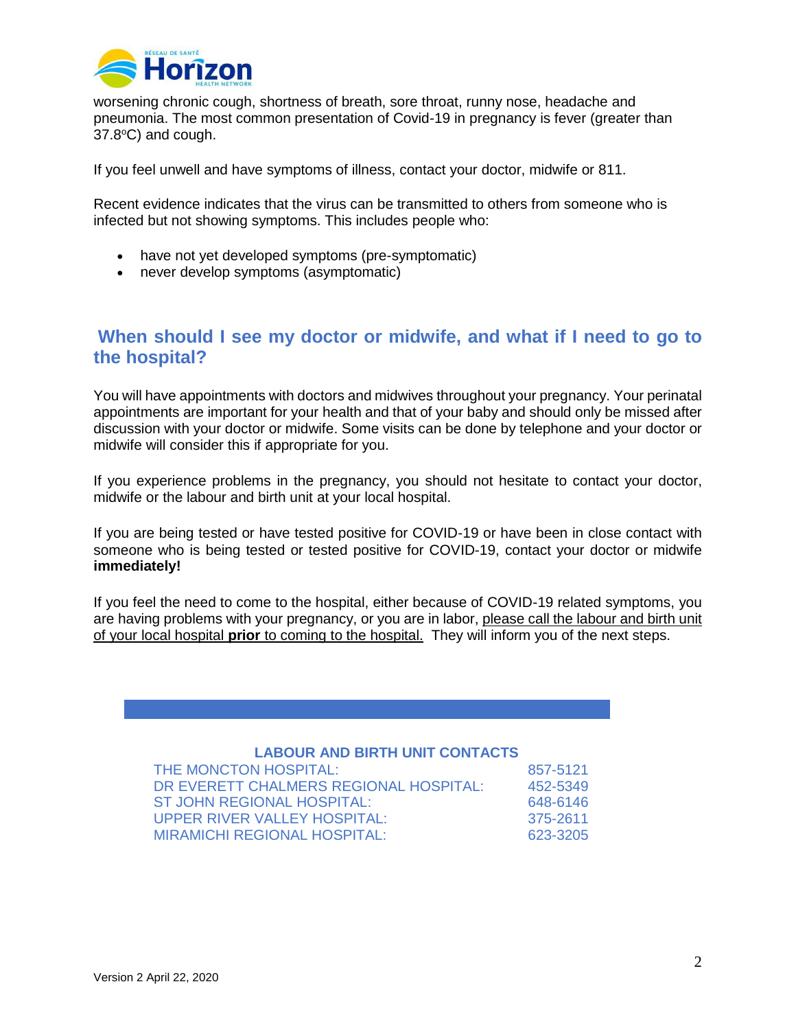worsening chronic cough, shortness of breath, sore throat, runny nose, headache and pneumonia. The most common presentation of Covid-19 in pregnancy is fever (greater than 37.8ºC) and cough.

If you feel unwell and have symptoms of illness, contact your doctor, midwife or 811.

Recent evidence indicates that the virus can be transmitted to others from someone who is infected but not showing symptoms. This includes people who:

- have not yet developed symptoms (pre-symptomatic)
- never develop symptoms (asymptomatic)

## When should I see my doctor or midwife, and what if I need to go to the hospital?

You will have appointments with doctors and midwives throughout your pregnancy. Your perinatal appointments are important for your health and that of your baby and should only be missed after discussion with your doctor or midwife. Some visits can be done by telephone and your doctor or midwife will consider this if appropriate for you.

If you experience problems in the pregnancy, you should not hesitate to contact your doctor, midwife or the labour and birth unit at your local hospital.

If you are being tested or have tested positive for COVID-19 or have been in close contact with someone who is being tested or tested positive for COVID-19, contact your doctor or midwife **immediately!**

If you feel the need to come to the hospital, either because of COVID-19 related symptoms, you are having problems with your pregnancy, or you are in labor, please call the labour and birth unit of your local hospital **prior** to coming to the hospital. They will inform you of the next steps.

**LABOUR AND BIRTH UNIT CONTACTS**

| Hospital | Phone |
|---|---|
| THE MONCTON HOSPITAL: | 857-5121 |
| DR EVERETT CHALMERS REGIONAL HOSPITAL: | 452-5349 |
| ST JOHN REGIONAL HOSPITAL: | 648-6146 |
| UPPER RIVER VALLEY HOSPITAL: | 375-2611 |
| MIRAMICHI REGIONAL HOSPITAL: | 623-3205 |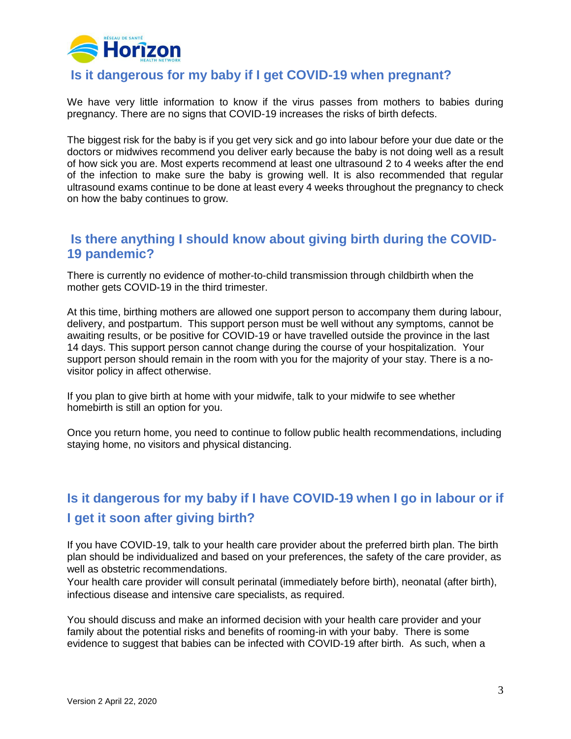## Is it dangerous for my baby if I get COVID-19 when pregnant?

We have very little information to know if the virus passes from mothers to babies during pregnancy. There are no signs that COVID-19 increases the risks of birth defects.

The biggest risk for the baby is if you get very sick and go into labour before your due date or the doctors or midwives recommend you deliver early because the baby is not doing well as a result of how sick you are. Most experts recommend at least one ultrasound 2 to 4 weeks after the end of the infection to make sure the baby is growing well. It is also recommended that regular ultrasound exams continue to be done at least every 4 weeks throughout the pregnancy to check on how the baby continues to grow.

## Is there anything I should know about giving birth during the COVID-19 pandemic?

There is currently no evidence of mother-to-child transmission through childbirth when the mother gets COVID-19 in the third trimester.

At this time, birthing mothers are allowed one support person to accompany them during labour, delivery, and postpartum. This support person must be well without any symptoms, cannot be awaiting results, or be positive for COVID-19 or have travelled outside the province in the last 14 days. This support person cannot change during the course of your hospitalization. Your support person should remain in the room with you for the majority of your stay. There is a no-visitor policy in affect otherwise.

If you plan to give birth at home with your midwife, talk to your midwife to see whether homebirth is still an option for you.

Once you return home, you need to continue to follow public health recommendations, including staying home, no visitors and physical distancing.

## Is it dangerous for my baby if I have COVID-19 when I go in labour or if I get it soon after giving birth?

If you have COVID-19, talk to your health care provider about the preferred birth plan. The birth plan should be individualized and based on your preferences, the safety of the care provider, as well as obstetric recommendations.
Your health care provider will consult perinatal (immediately before birth), neonatal (after birth), infectious disease and intensive care specialists, as required.

You should discuss and make an informed decision with your health care provider and your family about the potential risks and benefits of rooming-in with your baby. There is some evidence to suggest that babies can be infected with COVID-19 after birth. As such, when a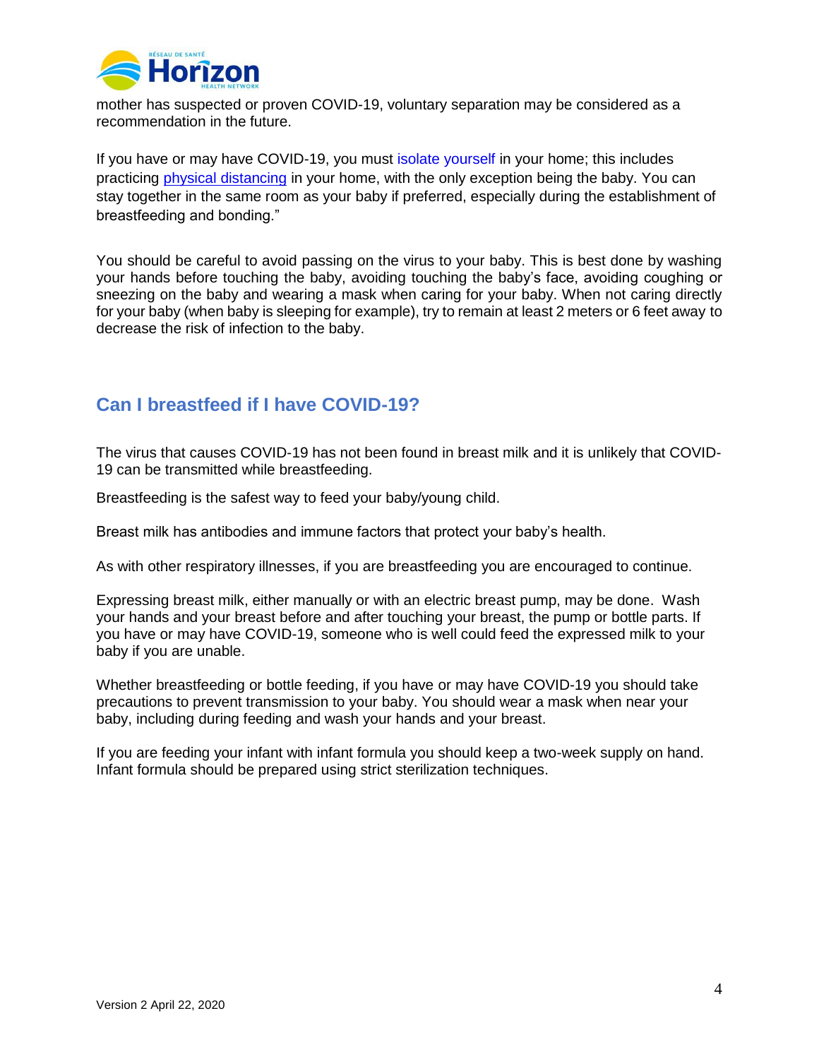mother has suspected or proven COVID-19, voluntary separation may be considered as a recommendation in the future.

If you have or may have COVID-19, you must isolate yourself in your home; this includes practicing physical distancing in your home, with the only exception being the baby. You can stay together in the same room as your baby if preferred, especially during the establishment of breastfeeding and bonding."

You should be careful to avoid passing on the virus to your baby. This is best done by washing your hands before touching the baby, avoiding touching the baby's face, avoiding coughing or sneezing on the baby and wearing a mask when caring for your baby. When not caring directly for your baby (when baby is sleeping for example), try to remain at least 2 meters or 6 feet away to decrease the risk of infection to the baby.

## Can I breastfeed if I have COVID-19?

The virus that causes COVID-19 has not been found in breast milk and it is unlikely that COVID-19 can be transmitted while breastfeeding.

Breastfeeding is the safest way to feed your baby/young child.

Breast milk has antibodies and immune factors that protect your baby's health.

As with other respiratory illnesses, if you are breastfeeding you are encouraged to continue.

Expressing breast milk, either manually or with an electric breast pump, may be done. Wash your hands and your breast before and after touching your breast, the pump or bottle parts. If you have or may have COVID-19, someone who is well could feed the expressed milk to your baby if you are unable.

Whether breastfeeding or bottle feeding, if you have or may have COVID-19 you should take precautions to prevent transmission to your baby. You should wear a mask when near your baby, including during feeding and wash your hands and your breast.

If you are feeding your infant with infant formula you should keep a two-week supply on hand. Infant formula should be prepared using strict sterilization techniques.

Version 2 April 22, 2020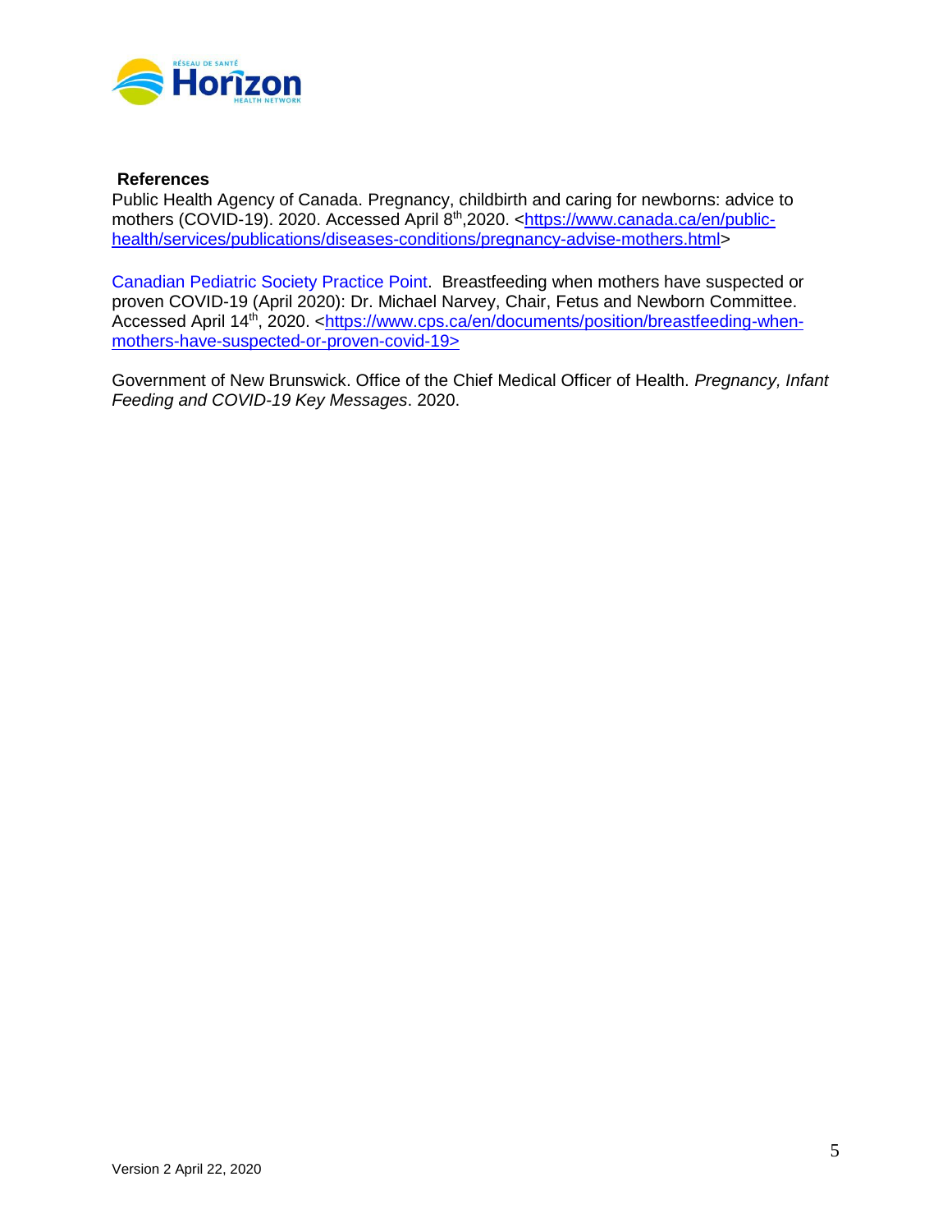## References

Public Health Agency of Canada. Pregnancy, childbirth and caring for newborns: advice to mothers (COVID-19). 2020. Accessed April 8th,2020. <https://www.canada.ca/en/public-health/services/publications/diseases-conditions/pregnancy-advise-mothers.html>

Canadian Pediatric Society Practice Point. Breastfeeding when mothers have suspected or proven COVID-19 (April 2020): Dr. Michael Narvey, Chair, Fetus and Newborn Committee. Accessed April 14th, 2020. <https://www.cps.ca/en/documents/position/breastfeeding-when-mothers-have-suspected-or-proven-covid-19>

Government of New Brunswick. Office of the Chief Medical Officer of Health. *Pregnancy, Infant Feeding and COVID-19 Key Messages*. 2020.

Version 2 April 22, 2020